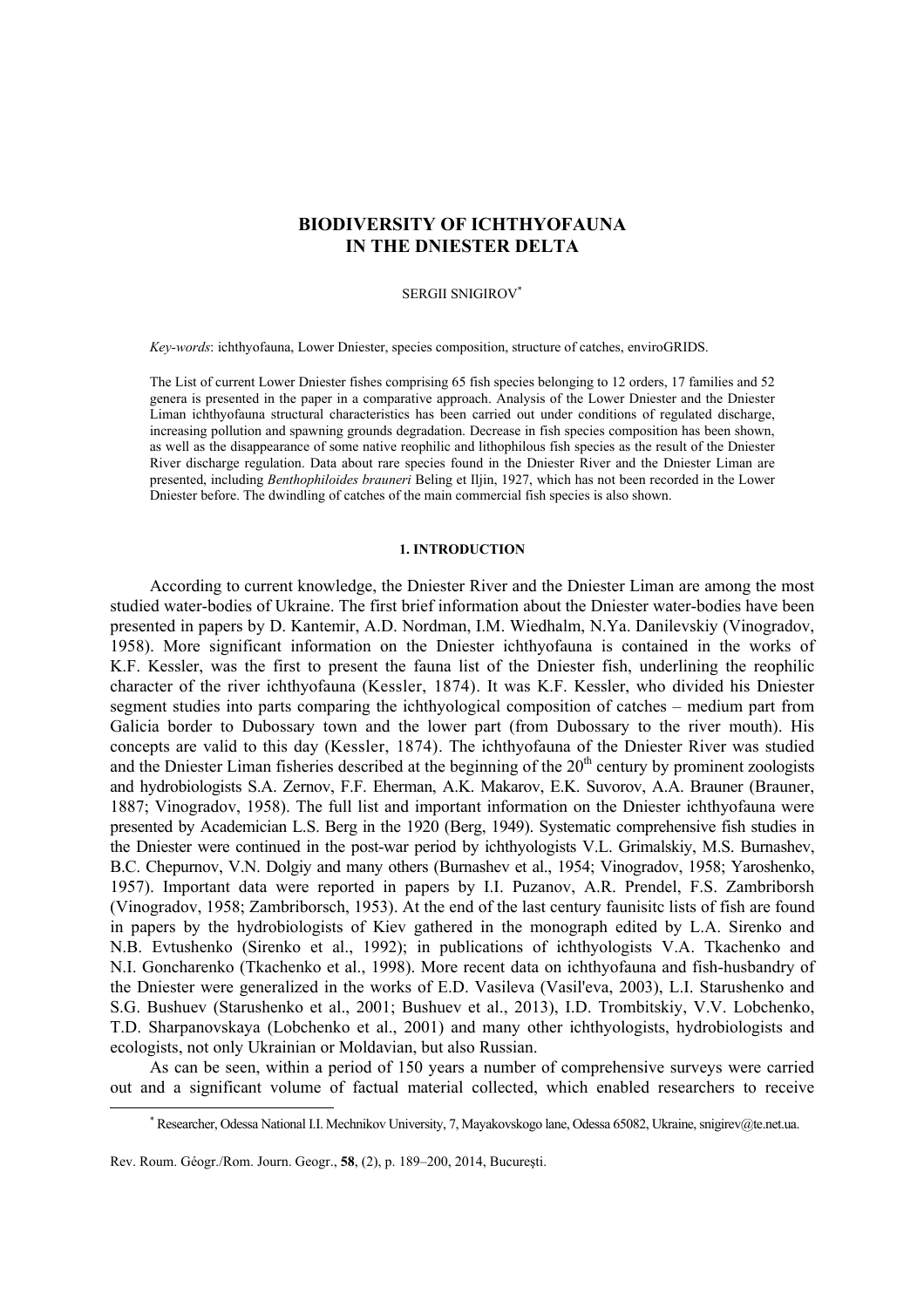# BIODIVERSITY OF ICHTHYOFAUNA IN THE DNIESTER DELTA

SERGII SNIGIROV[*]

*Key-words*: ichthyofauna, Lower Dniester, species composition, structure of catches, enviroGRIDS.

The List of current Lower Dniester fishes comprising 65 fish species belonging to 12 orders, 17 families and 52 genera is presented in the paper in a comparative approach. Analysis of the Lower Dniester and the Dniester Liman ichthyofauna structural characteristics has been carried out under conditions of regulated discharge, increasing pollution and spawning grounds degradation. Decrease in fish species composition has been shown, as well as the disappearance of some native reophilic and lithophilous fish species as the result of the Dniester River discharge regulation. Data about rare species found in the Dniester River and the Dniester Liman are presented, including *Benthophiloides brauneri* Beling et Iljin, 1927, which has not been recorded in the Lower Dniester before. The dwindling of catches of the main commercial fish species is also shown.

## 1. INTRODUCTION

According to current knowledge, the Dniester River and the Dniester Liman are among the most studied water-bodies of Ukraine. The first brief information about the Dniester water-bodies have been presented in papers by D. Kantemir, A.D. Nordman, I.M. Wiedhalm, N.Ya. Danilevskiy (Vinogradov, 1958). More significant information on the Dniester ichthyofauna is contained in the works of K.F. Kessler, was the first to present the fauna list of the Dniester fish, underlining the reophilic character of the river ichthyofauna (Kessler, 1874). It was K.F. Kessler, who divided his Dniester segment studies into parts comparing the ichthyological composition of catches – medium part from Galicia border to Dubossary town and the lower part (from Dubossary to the river mouth). His concepts are valid to this day (Kessler, 1874). The ichthyofauna of the Dniester River was studied and the Dniester Liman fisheries described at the beginning of the 20th century by prominent zoologists and hydrobiologists S.A. Zernov, F.F. Eherman, A.K. Makarov, E.K. Suvorov, A.A. Brauner (Brauner, 1887; Vinogradov, 1958). The full list and important information on the Dniester ichthyofauna were presented by Academician L.S. Berg in the 1920 (Berg, 1949). Systematic comprehensive fish studies in the Dniester were continued in the post-war period by ichthyologists V.L. Grimalskiy, M.S. Burnashev, B.C. Chepurnov, V.N. Dolgiy and many others (Burnashev et al., 1954; Vinogradov, 1958; Yaroshenko, 1957). Important data were reported in papers by I.I. Puzanov, A.R. Prendel, F.S. Zambriborsh (Vinogradov, 1958; Zambriborsch, 1953). At the end of the last century faunisitc lists of fish are found in papers by the hydrobiologists of Kiev gathered in the monograph edited by L.A. Sirenko and N.B. Evtushenko (Sirenko et al., 1992); in publications of ichthyologists V.A. Tkachenko and N.I. Goncharenko (Tkachenko et al., 1998). More recent data on ichthyofauna and fish-husbandry of the Dniester were generalized in the works of E.D. Vasileva (Vasil'eva, 2003), L.I. Starushenko and S.G. Bushuev (Starushenko et al., 2001; Bushuev et al., 2013), I.D. Trombitskiy, V.V. Lobchenko, T.D. Sharpanovskaya (Lobchenko et al., 2001) and many other ichthyologists, hydrobiologists and ecologists, not only Ukrainian or Moldavian, but also Russian.

As can be seen, within a period of 150 years a number of comprehensive surveys were carried out and a significant volume of factual material collected, which enabled researchers to receive

[*] Researcher, Odessa National I.I. Mechnikov University, 7, Mayakovskogo lane, Odessa 65082, Ukraine, snigirev@te.net.ua.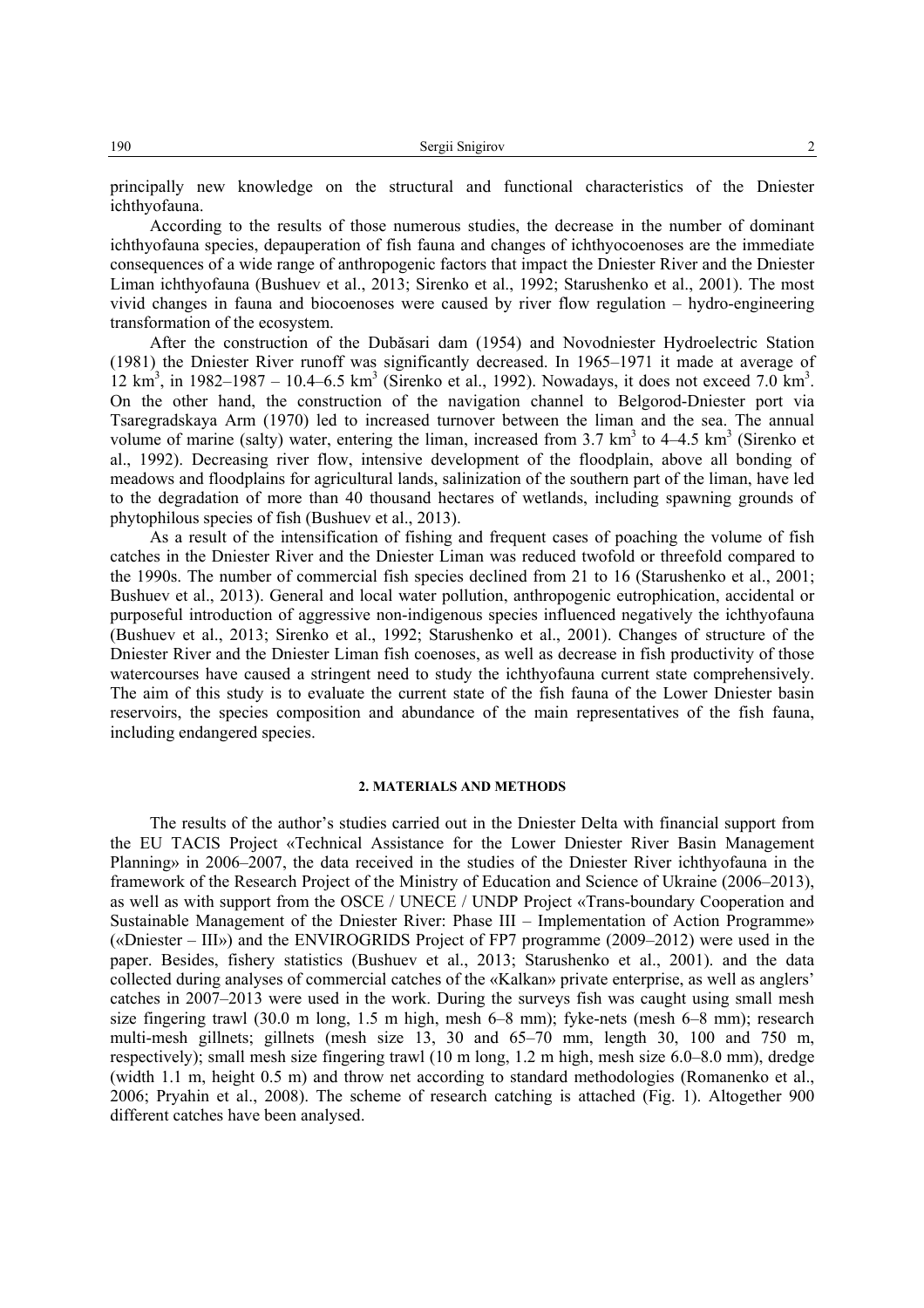principally new knowledge on the structural and functional characteristics of the Dniester ichthyofauna.

According to the results of those numerous studies, the decrease in the number of dominant ichthyofauna species, depauperation of fish fauna and changes of ichthyocoenoses are the immediate consequences of a wide range of anthropogenic factors that impact the Dniester River and the Dniester Liman ichthyofauna (Bushuev et al., 2013; Sirenko et al., 1992; Starushenko et al., 2001). The most vivid changes in fauna and biocoenoses were caused by river flow regulation – hydro-engineering transformation of the ecosystem.

After the construction of the Dubăsari dam (1954) and Novodniester Hydroelectric Station (1981) the Dniester River runoff was significantly decreased. In 1965–1971 it made at average of 12 $km^3$, in 1982–1987 – 10.4–6.5 $km^3$ (Sirenko et al., 1992). Nowadays, it does not exceed 7.0 $km^3$. On the other hand, the construction of the navigation channel to Belgorod-Dniester port via Tsaregradskaya Arm (1970) led to increased turnover between the liman and the sea. The annual volume of marine (salty) water, entering the liman, increased from 3.7 $km^3$ to 4–4.5 $km^3$ (Sirenko et al., 1992). Decreasing river flow, intensive development of the floodplain, above all bonding of meadows and floodplains for agricultural lands, salinization of the southern part of the liman, have led to the degradation of more than 40 thousand hectares of wetlands, including spawning grounds of phytophilous species of fish (Bushuev et al., 2013).

As a result of the intensification of fishing and frequent cases of poaching the volume of fish catches in the Dniester River and the Dniester Liman was reduced twofold or threefold compared to the 1990s. The number of commercial fish species declined from 21 to 16 (Starushenko et al., 2001; Bushuev et al., 2013). General and local water pollution, anthropogenic eutrophication, accidental or purposeful introduction of aggressive non-indigenous species influenced negatively the ichthyofauna (Bushuev et al., 2013; Sirenko et al., 1992; Starushenko et al., 2001). Changes of structure of the Dniester River and the Dniester Liman fish coenoses, as well as decrease in fish productivity of those watercourses have caused a stringent need to study the ichthyofauna current state comprehensively. The aim of this study is to evaluate the current state of the fish fauna of the Lower Dniester basin reservoirs, the species composition and abundance of the main representatives of the fish fauna, including endangered species.

## 2. MATERIALS AND METHODS

The results of the author's studies carried out in the Dniester Delta with financial support from the EU TACIS Project «Technical Assistance for the Lower Dniester River Basin Management Planning» in 2006–2007, the data received in the studies of the Dniester River ichthyofauna in the framework of the Research Project of the Ministry of Education and Science of Ukraine (2006–2013), as well as with support from the OSCE / UNECE / UNDP Project «Trans-boundary Cooperation and Sustainable Management of the Dniester River: Phase III – Implementation of Action Programme» («Dniester – III») and the ENVIROGRIDS Project of FP7 programme (2009–2012) were used in the paper. Besides, fishery statistics (Bushuev et al., 2013; Starushenko et al., 2001). and the data collected during analyses of commercial catches of the «Kalkan» private enterprise, as well as anglers' catches in 2007–2013 were used in the work. During the surveys fish was caught using small mesh size fingering trawl (30.0 m long, 1.5 m high, mesh 6–8 mm); fyke-nets (mesh 6–8 mm); research multi-mesh gillnets; gillnets (mesh size 13, 30 and 65–70 mm, length 30, 100 and 750 m, respectively); small mesh size fingering trawl (10 m long, 1.2 m high, mesh size 6.0–8.0 mm), dredge (width 1.1 m, height 0.5 m) and throw net according to standard methodologies (Romanenko et al., 2006; Pryahin et al., 2008). The scheme of research catching is attached (Fig. 1). Altogether 900 different catches have been analysed.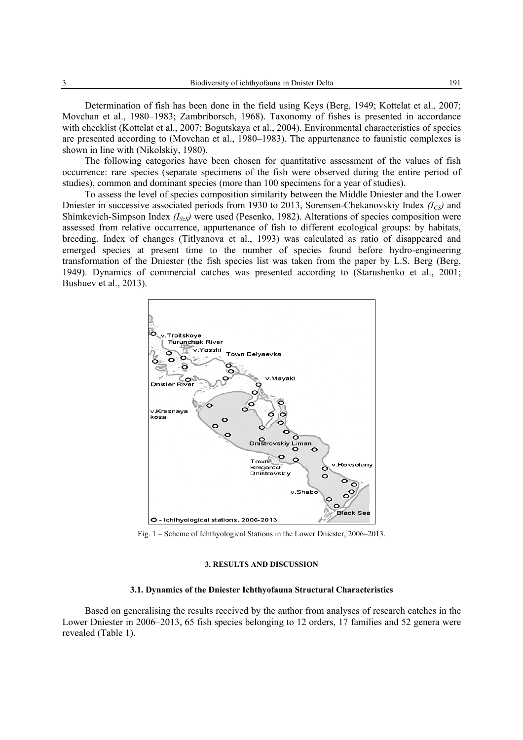Determination of fish has been done in the field using Keys (Berg, 1949; Kottelat et al., 2007; Movchan et al., 1980–1983; Zambriborsch, 1968). Taxonomy of fishes is presented in accordance with checklist (Kottelat et al., 2007; Bogutskaya et al., 2004). Environmental characteristics of species are presented according to (Movchan et al., 1980–1983). The appurtenance to faunistic complexes is shown in line with (Nikolskiy, 1980).

The following categories have been chosen for quantitative assessment of the values of fish occurrence: rare species (separate specimens of the fish were observed during the entire period of studies), common and dominant species (more than 100 specimens for a year of studies).

To assess the level of species composition similarity between the Middle Dniester and the Lower Dniester in successive associated periods from 1930 to 2013, Sorensen-Chekanovskiy Index *($I_{CS}$)* and Shimkevich-Simpson Index *($I_{SzS}$)* were used (Pesenko, 1982). Alterations of species composition were assessed from relative occurrence, appurtenance of fish to different ecological groups: by habitats, breeding. Index of changes (Titlyanova et al., 1993) was calculated as ratio of disappeared and emerged species at present time to the number of species found before hydro-engineering transformation of the Dniester (the fish species list was taken from the paper by L.S. Berg (Berg, 1949). Dynamics of commercial catches was presented according to (Starushenko et al., 2001; Bushuev et al., 2013).

Fig. 1 – Scheme of Ichthyological Stations in the Lower Dniester, 2006–2013.

## 3. RESULTS AND DISCUSSION

### 3.1. Dynamics of the Dniester Ichthyofauna Structural Characteristics

Based on generalising the results received by the author from analyses of research catches in the Lower Dniester in 2006–2013, 65 fish species belonging to 12 orders, 17 families and 52 genera were revealed (Table 1).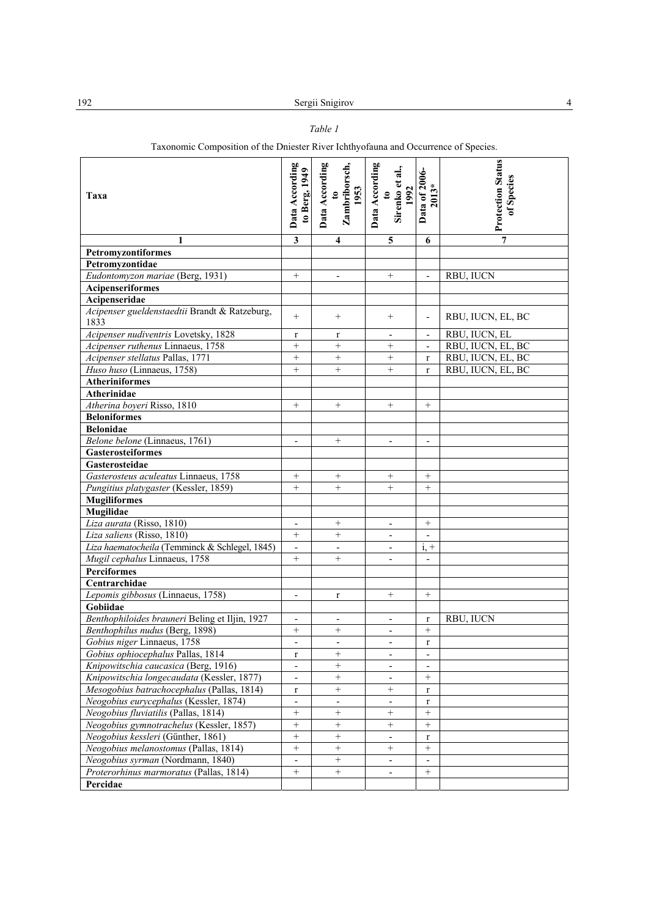*Table 1*

Taxonomic Composition of the Dniester River Ichthyofauna and Occurrence of Species.

| Taxa | Data According to Berg, 1949 | Data According to Zambriborsch, 1953 | Data According to Sirenko et al., 1992 | Data of 2006-2013* | Protection Status of Species |
|---|---|---|---|---|---|
| 1 | 3 | 4 | 5 | 6 | 7 |
| **Petromyzontiformes** | | | | | |
| **Petromyzontidae** | | | | | |
| *Eudontomyzon mariae* (Berg, 1931) | + | - | + | - | RBU, IUCN |
| **Acipenseriformes** | | | | | |
| **Acipenseridae** | | | | | |
| *Acipenser gueldenstaedtii* Brandt & Ratzeburg, 1833 | + | + | + | - | RBU, IUCN, EL, BC |
| *Acipenser nudiventris* Lovetsky, 1828 | r | r | - | - | RBU, IUCN, EL |
| *Acipenser ruthenus* Linnaeus, 1758 | + | + | + | - | RBU, IUCN, EL, BC |
| *Acipenser stellatus* Pallas, 1771 | + | + | + | r | RBU, IUCN, EL, BC |
| *Huso huso* (Linnaeus, 1758) | + | + | + | r | RBU, IUCN, EL, BC |
| **Atheriniformes** | | | | | |
| **Atherinidae** | | | | | |
| *Atherina boyeri* Risso, 1810 | + | + | + | + | |
| **Beloniformes** | | | | | |
| **Belonidae** | | | | | |
| *Belone belone* (Linnaeus, 1761) | - | + | - | - | |
| **Gasterosteiformes** | | | | | |
| **Gasterosteidae** | | | | | |
| *Gasterosteus aculeatus* Linnaeus, 1758 | + | + | + | + | |
| *Pungitius platygaster* (Kessler, 1859) | + | + | + | + | |
| **Mugiliformes** | | | | | |
| **Mugilidae** | | | | | |
| *Liza aurata* (Risso, 1810) | - | + | - | + | |
| *Liza saliens* (Risso, 1810) | + | + | - | - | |
| *Liza haematocheila* (Temminck & Schlegel, 1845) | - | - | - | i, + | |
| *Mugil cephalus* Linnaeus, 1758 | + | + | - | - | |
| **Perciformes** | | | | | |
| **Centrarchidae** | | | | | |
| *Lepomis gibbosus* (Linnaeus, 1758) | - | r | + | + | |
| **Gobiidae** | | | | | |
| *Benthophiloides brauneri* Beling et Iljin, 1927 | - | - | - | r | RBU, IUCN |
| *Benthophilus nudus* (Berg, 1898) | + | + | - | + | |
| *Gobius niger* Linnaeus, 1758 | - | - | - | r | |
| *Gobius ophiocephalus* Pallas, 1814 | r | + | - | - | |
| *Knipowitschia caucasica* (Berg, 1916) | - | + | - | - | |
| *Knipowitschia longecaudata* (Kessler, 1877) | - | + | - | + | |
| *Mesogobius batrachocephalus* (Pallas, 1814) | r | + | + | r | |
| *Neogobius eurycephalus* (Kessler, 1874) | - | - | - | r | |
| *Neogobius fluviatilis* (Pallas, 1814) | + | + | + | + | |
| *Neogobius gymnotrachelus* (Kessler, 1857) | + | + | + | + | |
| *Neogobius kessleri* (Gűnther, 1861) | + | + | - | r | |
| *Neogobius melanostomus* (Pallas, 1814) | + | + | + | + | |
| *Neogobius syrman* (Nordmann, 1840) | - | + | - | - | |
| *Proterorhinus marmoratus* (Pallas, 1814) | + | + | - | + | |
| **Percidae** | | | | | |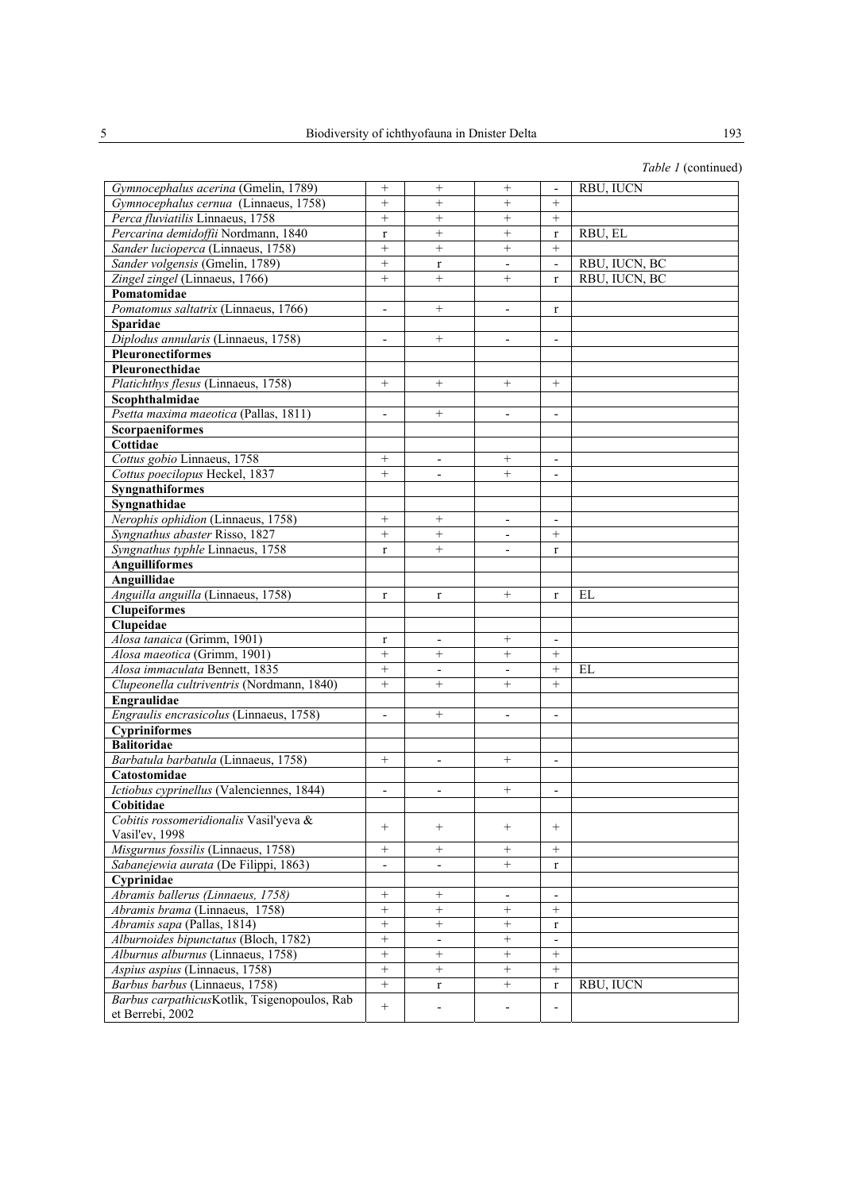*Table 1* (continued)

| | | | | | |
|---|---|---|---|---|---|
| *Gymnocephalus acerina* (Gmelin, 1789) | + | + | + | - | RBU, IUCN |
| *Gymnocephalus cernua* (Linnaeus, 1758) | + | + | + | + | |
| *Perca fluviatilis* Linnaeus, 1758 | + | + | + | + | |
| *Percarina demidoffii* Nordmann, 1840 | r | + | + | r | RBU, EL |
| *Sander lucioperca* (Linnaeus, 1758) | + | + | + | + | |
| *Sander volgensis* (Gmelin, 1789) | + | r | - | - | RBU, IUCN, BC |
| *Zingel zingel* (Linnaeus, 1766) | + | + | + | r | RBU, IUCN, BC |
| **Pomatomidae** | | | | | |
| *Pomatomus saltatrix* (Linnaeus, 1766) | - | + | - | r | |
| **Sparidae** | | | | | |
| *Diplodus annularis* (Linnaeus, 1758) | - | + | - | - | |
| **Pleuronectiformes** | | | | | |
| **Pleuronecthidae** | | | | | |
| *Platichthys flesus* (Linnaeus, 1758) | + | + | + | + | |
| **Scophthalmidae** | | | | | |
| *Psetta maxima maeotica* (Pallas, 1811) | - | + | - | - | |
| **Scorpaeniformes** | | | | | |
| **Cottidae** | | | | | |
| *Cottus gobio* Linnaeus, 1758 | + | - | + | - | |
| *Cottus poecilopus* Heckel, 1837 | + | - | + | - | |
| **Syngnathiformes** | | | | | |
| **Syngnathidae** | | | | | |
| *Nerophis ophidion* (Linnaeus, 1758) | + | + | - | - | |
| *Syngnathus abaster* Risso, 1827 | + | + | - | + | |
| *Syngnathus typhle* Linnaeus, 1758 | r | + | - | r | |
| **Anguilliformes** | | | | | |
| **Anguillidae** | | | | | |
| *Anguilla anguilla* (Linnaeus, 1758) | r | r | + | r | EL |
| **Clupeiformes** | | | | | |
| **Clupeidae** | | | | | |
| *Alosa tanaica* (Grimm, 1901) | r | - | + | - | |
| *Alosa maeotica* (Grimm, 1901) | + | + | + | + | |
| *Alosa immaculata* Bennett, 1835 | + | - | - | + | EL |
| *Clupeonella cultriventris* (Nordmann, 1840) | + | + | + | + | |
| **Engraulidae** | | | | | |
| *Engraulis encrasicolus* (Linnaeus, 1758) | - | + | - | - | |
| **Cypriniformes** | | | | | |
| **Balitoridae** | | | | | |
| *Barbatula barbatula* (Linnaeus, 1758) | + | - | + | - | |
| **Catostomidae** | | | | | |
| *Ictiobus cyprinellus* (Valenciennes, 1844) | - | - | + | - | |
| **Cobitidae** | | | | | |
| *Cobitis rossomeridionalis* Vasil'yeva & Vasil'ev, 1998 | + | + | + | + | |
| *Misgurnus fossilis* (Linnaeus, 1758) | + | + | + | + | |
| *Sabanejewia aurata* (De Filippi, 1863) | - | - | + | r | |
| **Cyprinidae** | | | | | |
| *Abramis ballerus (Linnaeus, 1758)* | + | + | - | - | |
| *Abramis brama* (Linnaeus, 1758) | + | + | + | + | |
| *Abramis sapa* (Pallas, 1814) | + | + | + | r | |
| *Alburnoides bipunctatus* (Bloch, 1782) | + | - | + | - | |
| *Alburnus alburnus* (Linnaeus, 1758) | + | + | + | + | |
| *Aspius aspius* (Linnaeus, 1758) | + | + | + | + | |
| *Barbus barbus* (Linnaeus, 1758) | + | r | + | r | RBU, IUCN |
| *Barbus carpathicus* Kotlik, Tsigenopoulos, Rab et Berrebi, 2002 | + | - | - | - | |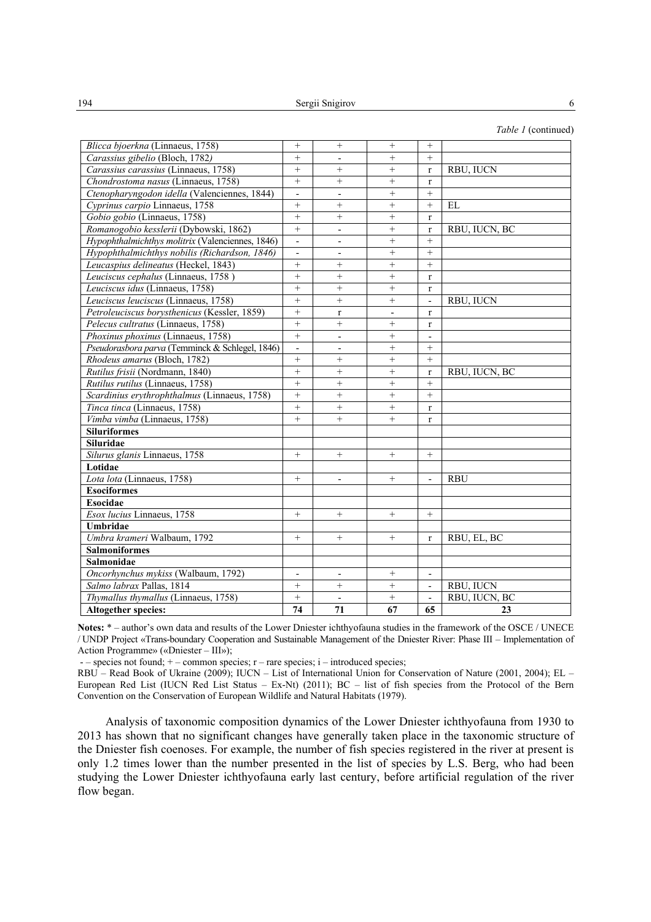*Table 1* (continued)

| | | | | | |
|---|---|---|---|---|---|
| *Blicca bjoerkna* (Linnaeus, 1758) | + | + | + | + | |
| *Carassius gibelio* (Bloch, 1782) | + | - | + | + | |
| *Carassius carassius* (Linnaeus, 1758) | + | + | + | r | RBU, IUCN |
| *Chondrostoma nasus* (Linnaeus, 1758) | + | + | + | r | |
| *Ctenopharyngodon idella* (Valenciennes, 1844) | - | - | + | + | |
| *Cyprinus carpio* Linnaeus, 1758 | + | + | + | + | EL |
| *Gobio gobio* (Linnaeus, 1758) | + | + | + | r | |
| *Romanogobio kesslerii* (Dybowski, 1862) | + | - | + | r | RBU, IUCN, BC |
| *Hypophthalmichthys molitrix* (Valenciennes, 1846) | - | - | + | + | |
| *Hypophthalmichthys nobilis (Richardson, 1846)* | - | - | + | + | |
| *Leucaspius delineatus* (Heckel, 1843) | + | + | + | + | |
| *Leuciscus cephalus* (Linnaeus, 1758 ) | + | + | + | r | |
| *Leuciscus idus* (Linnaeus, 1758) | + | + | + | r | |
| *Leuciscus leuciscus* (Linnaeus, 1758) | + | + | + | - | RBU, IUCN |
| *Petroleuciscus borysthenicus* (Kessler, 1859) | + | r | - | r | |
| *Pelecus cultratus* (Linnaeus, 1758) | + | + | + | r | |
| *Phoxinus phoxinus* (Linnaeus, 1758) | + | - | + | - | |
| *Pseudorasbora parva* (Temminck & Schlegel, 1846) | - | - | + | + | |
| *Rhodeus amarus* (Bloch, 1782) | + | + | + | + | |
| *Rutilus frisii* (Nordmann, 1840) | + | + | + | r | RBU, IUCN, BC |
| *Rutilus rutilus* (Linnaeus, 1758) | + | + | + | + | |
| *Scardinius erythrophthalmus* (Linnaeus, 1758) | + | + | + | + | |
| *Tinca tinca* (Linnaeus, 1758) | + | + | + | r | |
| *Vimba vimba* (Linnaeus, 1758) | + | + | + | r | |
| **Siluriformes** | | | | | |
| **Siluridae** | | | | | |
| *Silurus glanis* Linnaeus, 1758 | + | + | + | + | |
| **Lotidae** | | | | | |
| *Lota lota* (Linnaeus, 1758) | + | - | + | - | RBU |
| **Esociformes** | | | | | |
| **Esocidae** | | | | | |
| *Esox lucius* Linnaeus, 1758 | + | + | + | + | |
| **Umbridae** | | | | | |
| *Umbra krameri* Walbaum, 1792 | + | + | + | r | RBU, EL, BC |
| **Salmoniformes** | | | | | |
| **Salmonidae** | | | | | |
| *Oncorhynchus mykiss* (Walbaum, 1792) | - | - | + | - | |
| *Salmo labrax* Pallas, 1814 | + | + | + | - | RBU, IUCN |
| *Thymallus thymallus* (Linnaeus, 1758) | + | - | + | - | RBU, IUCN, BC |
| **Altogether species:** | **74** | **71** | **67** | **65** | **23** |

**Notes:** * – author's own data and results of the Lower Dniester ichthyofauna studies in the framework of the OSCE / UNECE / UNDP Project «Trans-boundary Cooperation and Sustainable Management of the Dniester River: Phase III – Implementation of Action Programme» («Dniester – III»);

- – species not found; + – common species; r – rare species; i – introduced species;

RBU – Read Book of Ukraine (2009); IUCN – List of International Union for Conservation of Nature (2001, 2004); EL – European Red List (IUCN Red List Status – Ex-Nt) (2011); BC – list of fish species from the Protocol of the Bern Convention on the Conservation of European Wildlife and Natural Habitats (1979).

Analysis of taxonomic composition dynamics of the Lower Dniester ichthyofauna from 1930 to 2013 has shown that no significant changes have generally taken place in the taxonomic structure of the Dniester fish coenoses. For example, the number of fish species registered in the river at present is only 1.2 times lower than the number presented in the list of species by L.S. Berg, who had been studying the Lower Dniester ichthyofauna early last century, before artificial regulation of the river flow began.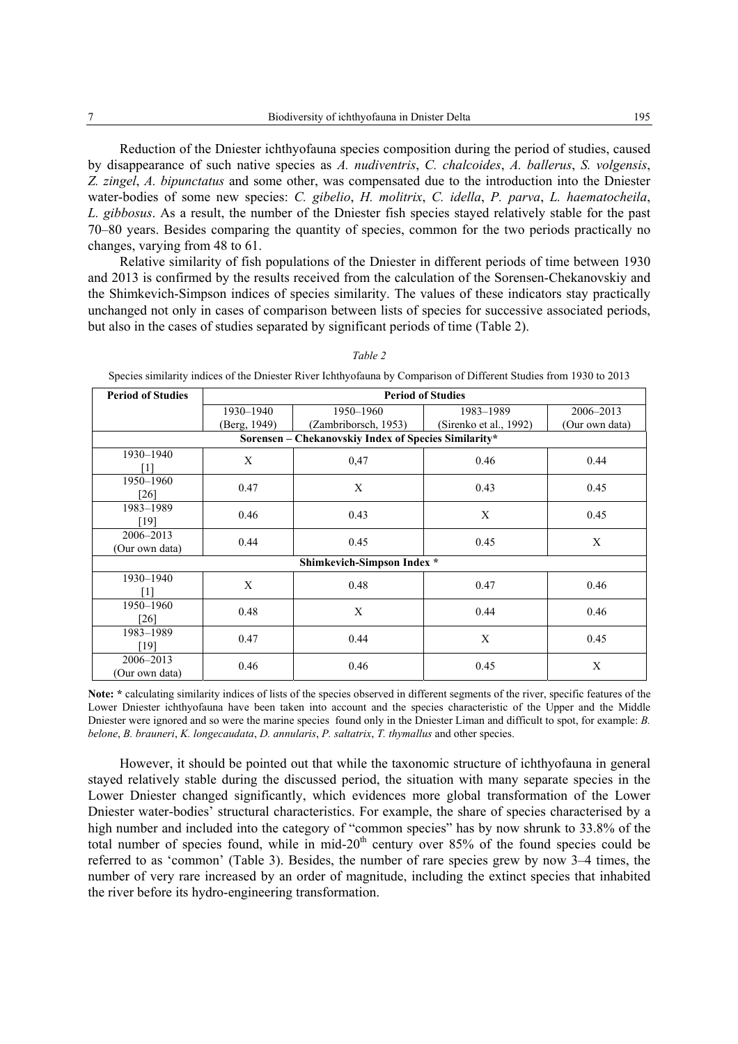Reduction of the Dniester ichthyofauna species composition during the period of studies, caused by disappearance of such native species as *A. nudiventris*, *C. chalcoides*, *A. ballerus*, *S. volgensis*, *Z. zingel*, *A. bipunctatus* and some other, was compensated due to the introduction into the Dniester water-bodies of some new species: *C. gibelio*, *H. molitrix*, *C. idella*, *P. parva*, *L. haematocheila*, *L. gibbosus*. As a result, the number of the Dniester fish species stayed relatively stable for the past 70–80 years. Besides comparing the quantity of species, common for the two periods practically no changes, varying from 48 to 61.

Relative similarity of fish populations of the Dniester in different periods of time between 1930 and 2013 is confirmed by the results received from the calculation of the Sorensen-Chekanovskiy and the Shimkevich-Simpson indices of species similarity. The values of these indicators stay practically unchanged not only in cases of comparison between lists of species for successive associated periods, but also in the cases of studies separated by significant periods of time (Table 2).

*Table 2*

Species similarity indices of the Dniester River Ichthyofauna by Comparison of Different Studies from 1930 to 2013

| Period of Studies | Period of Studies | | | |
|---|---|---|---|---|
| | 1930–1940 (Berg, 1949) | 1950–1960 (Zambriborsch, 1953) | 1983–1989 (Sirenko et al., 1992) | 2006–2013 (Our own data) |
| **Sorensen – Chekanovskiy Index of Species Similarity*** | | | | |
| 1930–1940 [1] | X | 0,47 | 0.46 | 0.44 |
| 1950–1960 [26] | 0.47 | X | 0.43 | 0.45 |
| 1983–1989 [19] | 0.46 | 0.43 | X | 0.45 |
| 2006–2013 (Our own data) | 0.44 | 0.45 | 0.45 | X |
| **Shimkevich-Simpson Index *** | | | | |
| 1930–1940 [1] | X | 0.48 | 0.47 | 0.46 |
| 1950–1960 [26] | 0.48 | X | 0.44 | 0.46 |
| 1983–1989 [19] | 0.47 | 0.44 | X | 0.45 |
| 2006–2013 (Our own data) | 0.46 | 0.46 | 0.45 | X |

**Note: *** calculating similarity indices of lists of the species observed in different segments of the river, specific features of the Lower Dniester ichthyofauna have been taken into account and the species characteristic of the Upper and the Middle Dniester were ignored and so were the marine species found only in the Dniester Liman and difficult to spot, for example: *B. belone*, *B. brauneri*, *K. longecaudata*, *D. annularis*, *P. saltatrix*, *T. thymallus* and other species.

However, it should be pointed out that while the taxonomic structure of ichthyofauna in general stayed relatively stable during the discussed period, the situation with many separate species in the Lower Dniester changed significantly, which evidences more global transformation of the Lower Dniester water-bodies' structural characteristics. For example, the share of species characterised by a high number and included into the category of "common species" has by now shrunk to 33.8% of the total number of species found, while in mid-20th century over 85% of the found species could be referred to as 'common' (Table 3). Besides, the number of rare species grew by now 3–4 times, the number of very rare increased by an order of magnitude, including the extinct species that inhabited the river before its hydro-engineering transformation.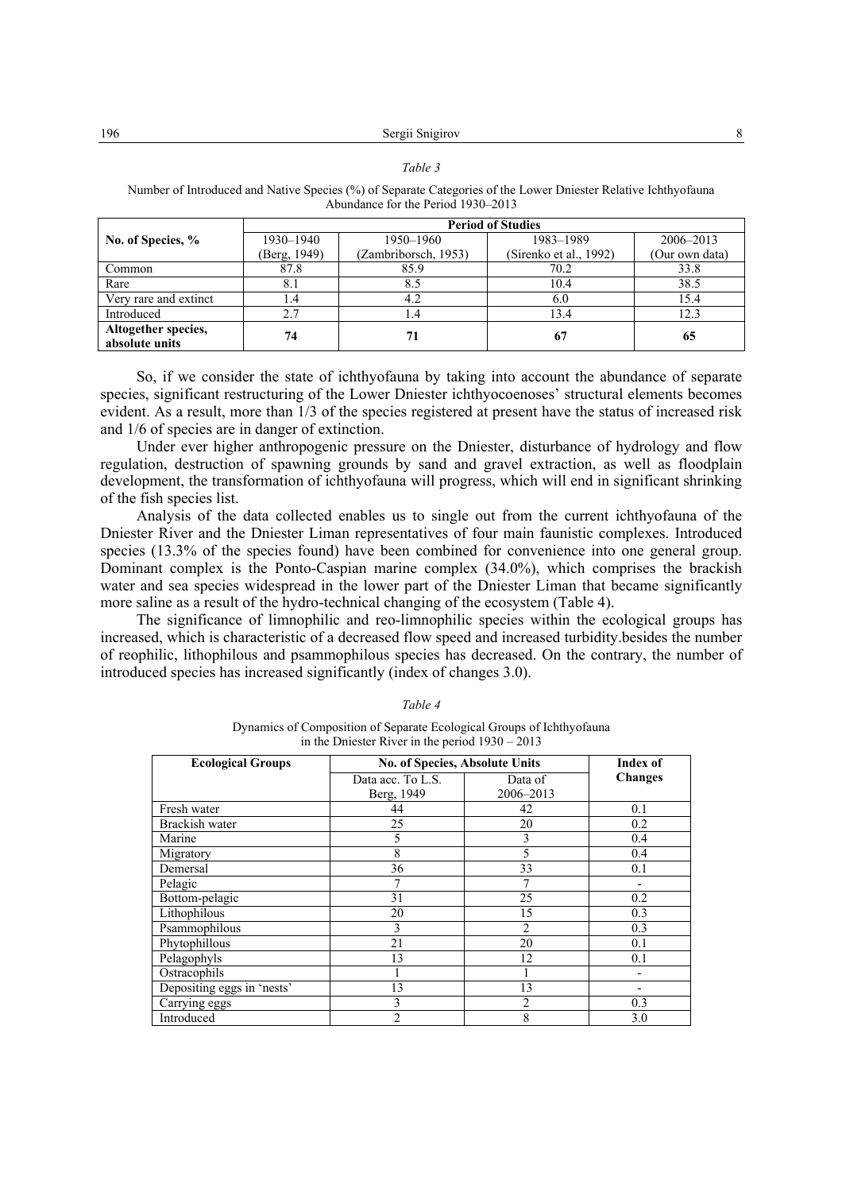*Table 3*

Number of Introduced and Native Species (%) of Separate Categories of the Lower Dniester Relative Ichthyofauna Abundance for the Period 1930–2013

| No. of Species, % | Period of Studies | | | |
|---|---|---|---|---|
| | 1930–1940 (Berg, 1949) | 1950–1960 (Zambriborsch, 1953) | 1983–1989 (Sirenko et al., 1992) | 2006–2013 (Our own data) |
| Common | 87.8 | 85.9 | 70.2 | 33.8 |
| Rare | 8.1 | 8.5 | 10.4 | 38.5 |
| Very rare and extinct | 1.4 | 4.2 | 6.0 | 15.4 |
| Introduced | 2.7 | 1.4 | 13.4 | 12.3 |
| **Altogether species, absolute units** | **74** | **71** | **67** | **65** |

So, if we consider the state of ichthyofauna by taking into account the abundance of separate species, significant restructuring of the Lower Dniester ichthyocoenoses' structural elements becomes evident. As a result, more than 1/3 of the species registered at present have the status of increased risk and 1/6 of species are in danger of extinction.

Under ever higher anthropogenic pressure on the Dniester, disturbance of hydrology and flow regulation, destruction of spawning grounds by sand and gravel extraction, as well as floodplain development, the transformation of ichthyofauna will progress, which will end in significant shrinking of the fish species list.

Analysis of the data collected enables us to single out from the current ichthyofauna of the Dniester River and the Dniester Liman representatives of four main faunistic complexes. Introduced species (13.3% of the species found) have been combined for convenience into one general group. Dominant complex is the Ponto-Caspian marine complex (34.0%), which comprises the brackish water and sea species widespread in the lower part of the Dniester Liman that became significantly more saline as a result of the hydro-technical changing of the ecosystem (Table 4).

The significance of limnophilic and reo-limnophilic species within the ecological groups has increased, which is characteristic of a decreased flow speed and increased turbidity.besides the number of reophilic, lithophilous and psammophilous species has decreased. On the contrary, the number of introduced species has increased significantly (index of changes 3.0).

*Table 4*

Dynamics of Composition of Separate Ecological Groups of Ichthyofauna in the Dniester River in the period 1930 – 2013

| Ecological Groups | No. of Species, Absolute Units | | Index of Changes |
|---|---|---|---|
| | Data acc. To L.S. Berg, 1949 | Data of 2006–2013 | |
| Fresh water | 44 | 42 | 0.1 |
| Brackish water | 25 | 20 | 0.2 |
| Marine | 5 | 3 | 0.4 |
| Migratory | 8 | 5 | 0.4 |
| Demersal | 36 | 33 | 0.1 |
| Pelagic | 7 | 7 | - |
| Bottom-pelagic | 31 | 25 | 0.2 |
| Lithophilous | 20 | 15 | 0.3 |
| Psammophilous | 3 | 2 | 0.3 |
| Phytophillous | 21 | 20 | 0.1 |
| Pelagophyls | 13 | 12 | 0.1 |
| Ostracophils | 1 | 1 | - |
| Depositing eggs in 'nests' | 13 | 13 | - |
| Carrying eggs | 3 | 2 | 0.3 |
| Introduced | 2 | 8 | 3.0 |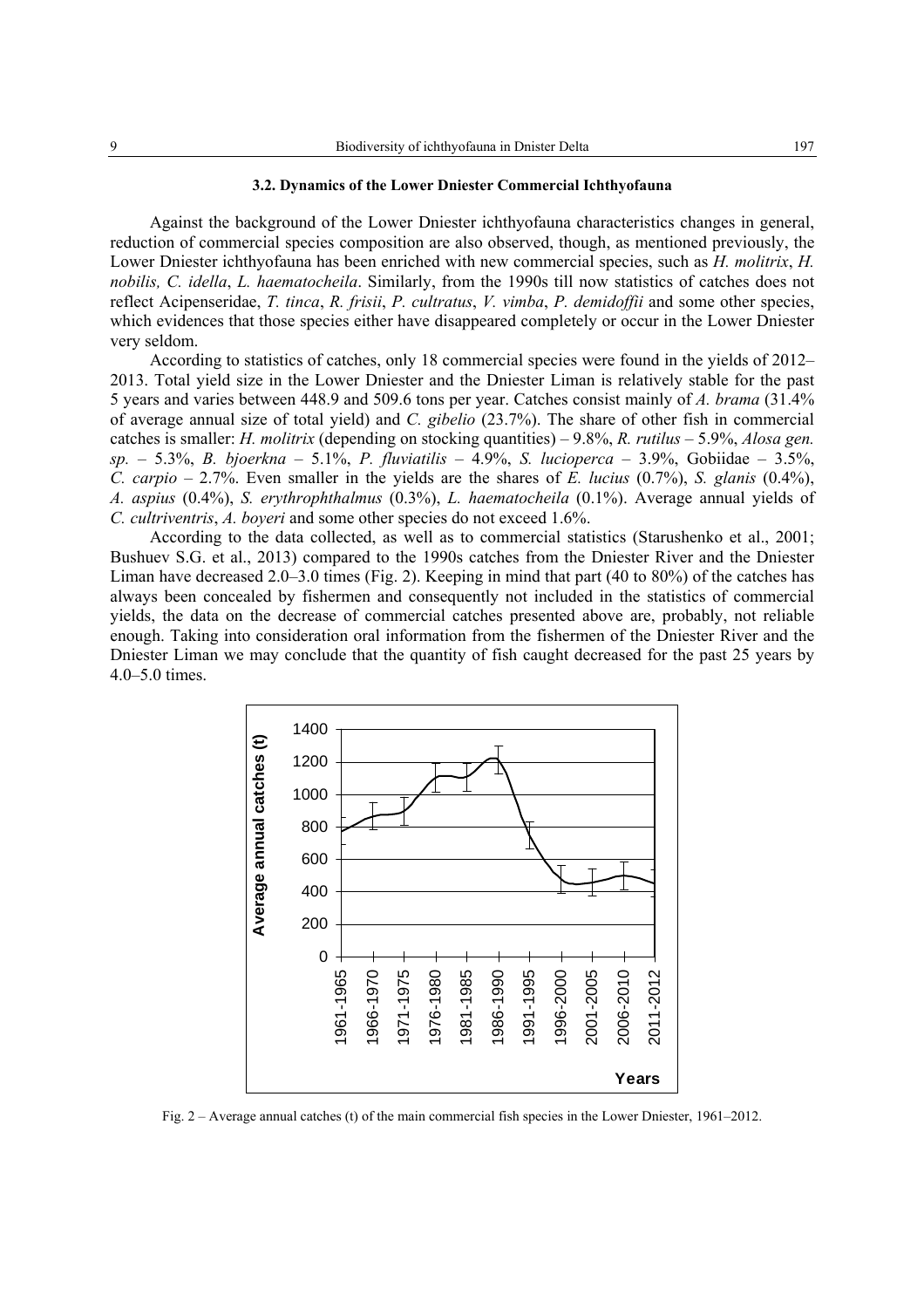### 3.2. Dynamics of the Lower Dniester Commercial Ichthyofauna

Against the background of the Lower Dniester ichthyofauna characteristics changes in general, reduction of commercial species composition are also observed, though, as mentioned previously, the Lower Dniester ichthyofauna has been enriched with new commercial species, such as *H. molitrix*, *H. nobilis, C. idella*, *L. haematocheila*. Similarly, from the 1990s till now statistics of catches does not reflect Acipenseridae, *T. tinca*, *R. frisii*, *P. cultratus*, *V. vimba*, *P. demidoffii* and some other species, which evidences that those species either have disappeared completely or occur in the Lower Dniester very seldom.

According to statistics of catches, only 18 commercial species were found in the yields of 2012–2013. Total yield size in the Lower Dniester and the Dniester Liman is relatively stable for the past 5 years and varies between 448.9 and 509.6 tons per year. Catches consist mainly of *A. brama* (31.4% of average annual size of total yield) and *C. gibelio* (23.7%). The share of other fish in commercial catches is smaller: *H. molitrix* (depending on stocking quantities) – 9.8%, *R. rutilus* – 5.9%, *Alosa gen. sp.* – 5.3%, *B. bjoerkna* – 5.1%, *P. fluviatilis* – 4.9%, *S. lucioperca* – 3.9%, Gobiidae – 3.5%, *C. carpio* – 2.7%. Even smaller in the yields are the shares of *E. lucius* (0.7%), *S. glanis* (0.4%), *A. aspius* (0.4%), *S. erythrophthalmus* (0.3%), *L. haematocheila* (0.1%). Average annual yields of *C. cultriventris*, *A. boyeri* and some other species do not exceed 1.6%.

According to the data collected, as well as to commercial statistics (Starushenko et al., 2001; Bushuev S.G. et al., 2013) compared to the 1990s catches from the Dniester River and the Dniester Liman have decreased 2.0–3.0 times (Fig. 2). Keeping in mind that part (40 to 80%) of the catches has always been concealed by fishermen and consequently not included in the statistics of commercial yields, the data on the decrease of commercial catches presented above are, probably, not reliable enough. Taking into consideration oral information from the fishermen of the Dniester River and the Dniester Liman we may conclude that the quantity of fish caught decreased for the past 25 years by 4.0–5.0 times.

Fig. 2 – Average annual catches (t) of the main commercial fish species in the Lower Dniester, 1961–2012.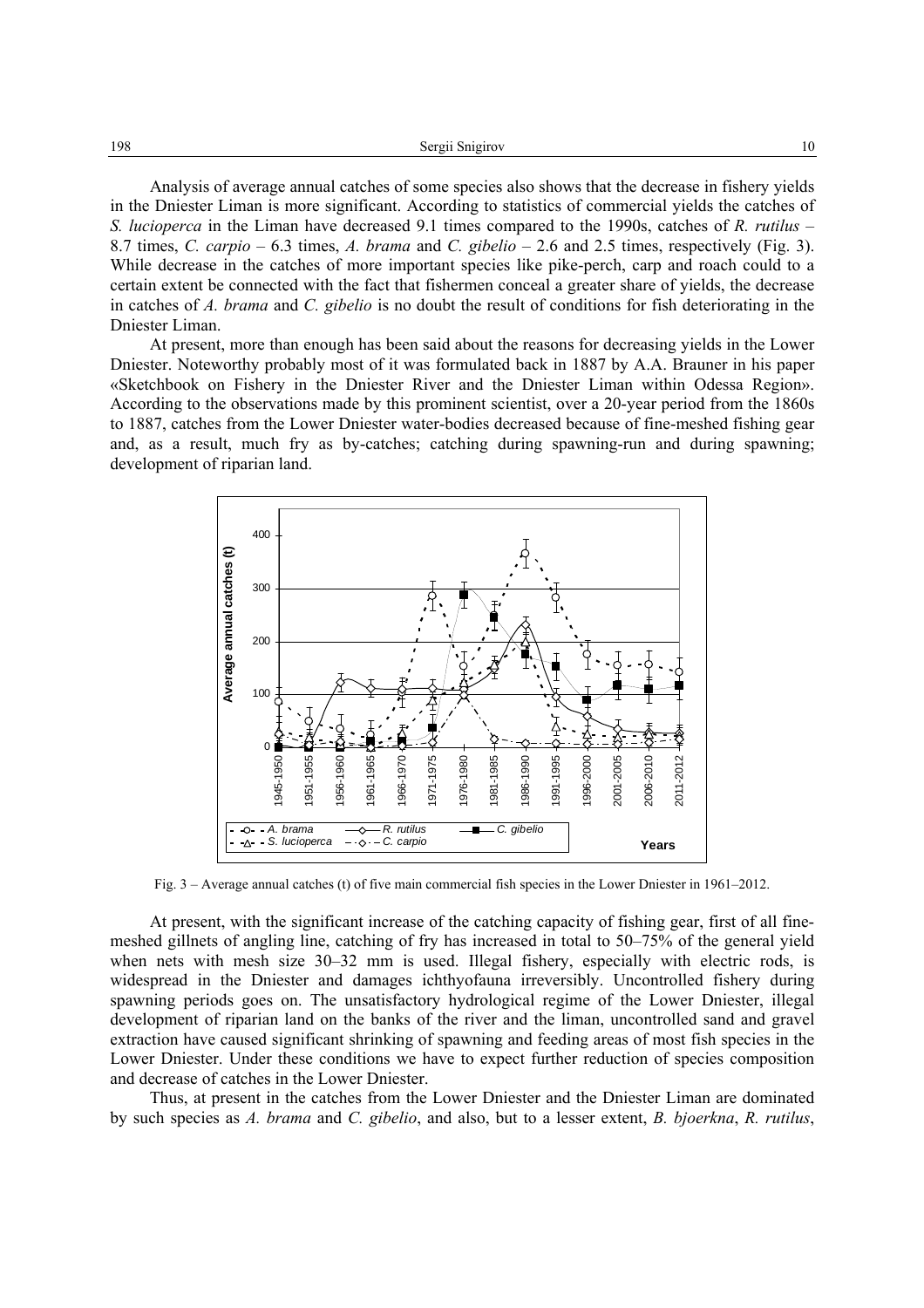Analysis of average annual catches of some species also shows that the decrease in fishery yields in the Dniester Liman is more significant. According to statistics of commercial yields the catches of *S. lucioperca* in the Liman have decreased 9.1 times compared to the 1990s, catches of *R. rutilus* – 8.7 times, *C. carpio* – 6.3 times, *A. brama* and *C. gibelio* – 2.6 and 2.5 times, respectively (Fig. 3). While decrease in the catches of more important species like pike-perch, carp and roach could to a certain extent be connected with the fact that fishermen conceal a greater share of yields, the decrease in catches of *A. brama* and *C. gibelio* is no doubt the result of conditions for fish deteriorating in the Dniester Liman.

At present, more than enough has been said about the reasons for decreasing yields in the Lower Dniester. Noteworthy probably most of it was formulated back in 1887 by A.A. Brauner in his paper «Sketchbook on Fishery in the Dniester River and the Dniester Liman within Odessa Region». According to the observations made by this prominent scientist, over a 20-year period from the 1860s to 1887, catches from the Lower Dniester water-bodies decreased because of fine-meshed fishing gear and, as a result, much fry as by-catches; catching during spawning-run and during spawning; development of riparian land.

Fig. 3 – Average annual catches (t) of five main commercial fish species in the Lower Dniester in 1961–2012.

At present, with the significant increase of the catching capacity of fishing gear, first of all fine-meshed gillnets of angling line, catching of fry has increased in total to 50–75% of the general yield when nets with mesh size 30–32 mm is used. Illegal fishery, especially with electric rods, is widespread in the Dniester and damages ichthyofauna irreversibly. Uncontrolled fishery during spawning periods goes on. The unsatisfactory hydrological regime of the Lower Dniester, illegal development of riparian land on the banks of the river and the liman, uncontrolled sand and gravel extraction have caused significant shrinking of spawning and feeding areas of most fish species in the Lower Dniester. Under these conditions we have to expect further reduction of species composition and decrease of catches in the Lower Dniester.

Thus, at present in the catches from the Lower Dniester and the Dniester Liman are dominated by such species as *A. brama* and *C. gibelio*, and also, but to a lesser extent, *B. bjoerkna*, *R. rutilus*,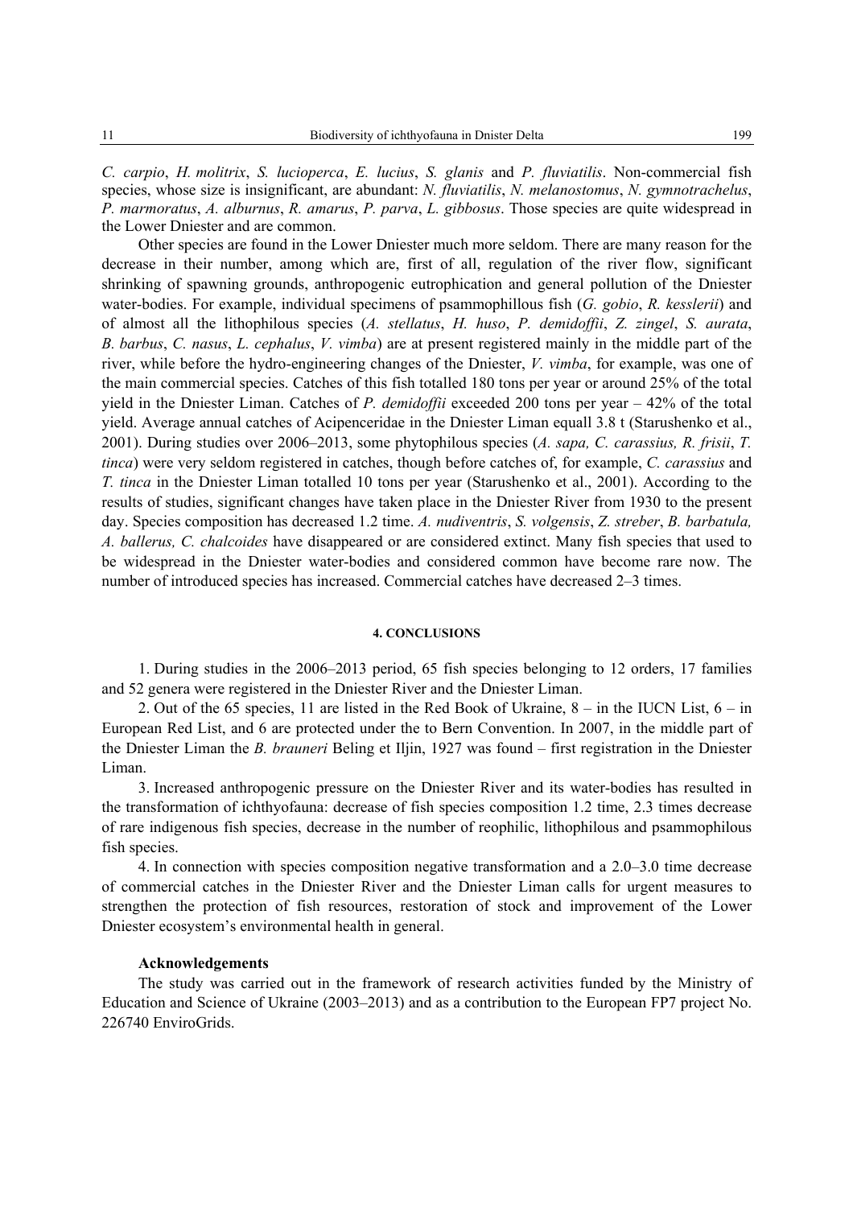*C. carpio*, *H. molitrix*, *S. lucioperca*, *E. lucius*, *S. glanis* and *P. fluviatilis*. Non-commercial fish species, whose size is insignificant, are abundant: *N. fluviatilis*, *N. melanostomus*, *N. gymnotrachelus*, *P. marmoratus*, *A. alburnus*, *R. amarus*, *P. parva*, *L. gibbosus*. Those species are quite widespread in the Lower Dniester and are common.

Other species are found in the Lower Dniester much more seldom. There are many reason for the decrease in their number, among which are, first of all, regulation of the river flow, significant shrinking of spawning grounds, anthropogenic eutrophication and general pollution of the Dniester water-bodies. For example, individual specimens of psammophillous fish (*G. gobio*, *R. kesslerii*) and of almost all the lithophilous species (*A. stellatus*, *H. huso*, *P. demidoffii*, *Z. zingel*, *S. aurata*, *B. barbus*, *C. nasus*, *L. cephalus*, *V. vimba*) are at present registered mainly in the middle part of the river, while before the hydro-engineering changes of the Dniester, *V. vimba*, for example, was one of the main commercial species. Catches of this fish totalled 180 tons per year or around 25% of the total yield in the Dniester Liman. Catches of *P. demidoffii* exceeded 200 tons per year – 42% of the total yield. Average annual catches of Acipenceridae in the Dniester Liman equall 3.8 t (Starushenko et al., 2001). During studies over 2006–2013, some phytophilous species (*A. sapa, C. carassius, R. frisii*, *T. tinca*) were very seldom registered in catches, though before catches of, for example, *C. carassius* and *T. tinca* in the Dniester Liman totalled 10 tons per year (Starushenko et al., 2001). According to the results of studies, significant changes have taken place in the Dniester River from 1930 to the present day. Species composition has decreased 1.2 time. *A. nudiventris*, *S. volgensis*, *Z. streber*, *B. barbatula, A. ballerus, C. chalcoides* have disappeared or are considered extinct. Many fish species that used to be widespread in the Dniester water-bodies and considered common have become rare now. The number of introduced species has increased. Commercial catches have decreased 2–3 times.

## 4. CONCLUSIONS

1. During studies in the 2006–2013 period, 65 fish species belonging to 12 orders, 17 families and 52 genera were registered in the Dniester River and the Dniester Liman.

2. Out of the 65 species, 11 are listed in the Red Book of Ukraine, 8 – in the IUCN List, 6 – in European Red List, and 6 are protected under the to Bern Convention. In 2007, in the middle part of the Dniester Liman the *B. brauneri* Beling et Iljin, 1927 was found – first registration in the Dniester Liman.

3. Increased anthropogenic pressure on the Dniester River and its water-bodies has resulted in the transformation of ichthyofauna: decrease of fish species composition 1.2 time, 2.3 times decrease of rare indigenous fish species, decrease in the number of reophilic, lithophilous and psammophilous fish species.

4. In connection with species composition negative transformation and a 2.0–3.0 time decrease of commercial catches in the Dniester River and the Dniester Liman calls for urgent measures to strengthen the protection of fish resources, restoration of stock and improvement of the Lower Dniester ecosystem's environmental health in general.

### Acknowledgements

The study was carried out in the framework of research activities funded by the Ministry of Education and Science of Ukraine (2003–2013) and as a contribution to the European FP7 project No. 226740 EnviroGrids.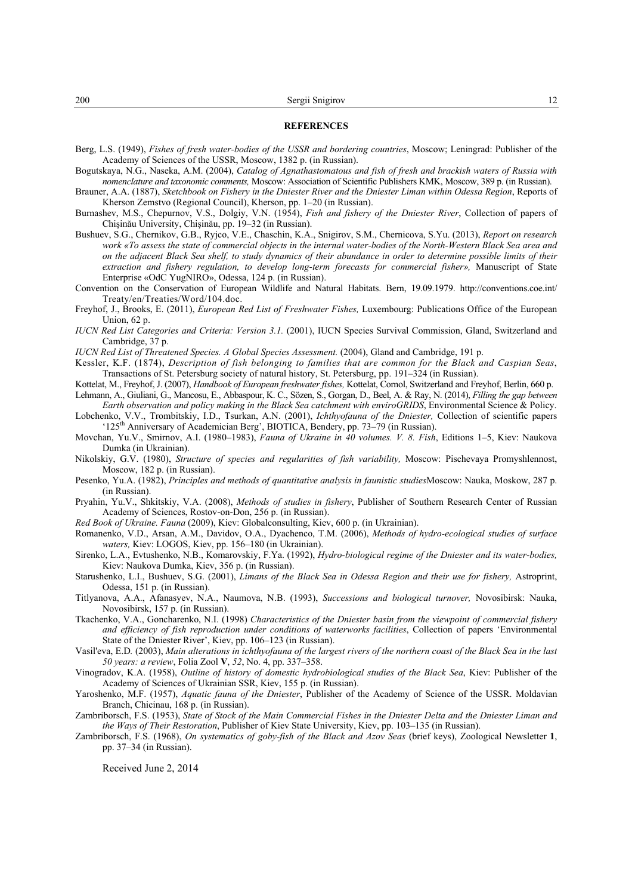## REFERENCES

Berg, L.S. (1949), *Fishes of fresh water-bodies of the USSR and bordering countries*, Moscow; Leningrad: Publisher of the Academy of Sciences of the USSR, Moscow, 1382 p. (in Russian).

Bogutskaya, N.G., Naseka, A.M. (2004), *Catalog of Agnathastomatous and fish of fresh and brackish waters of Russia with nomenclature and taxonomic comments,* Moscow: Association of Scientific Publishers KMK, Moscow, 389 p. (in Russian).

Brauner, A.A. (1887), *Sketchbook on Fishery in the Dniester River and the Dniester Liman within Odessa Region*, Reports of Kherson Zemstvo (Regional Council), Kherson, pp. 1–20 (in Russian).

Burnashev, M.S., Chepurnov, V.S., Dolgiy, V.N. (1954), *Fish and fishery of the Dniester River*, Collection of papers of Chişinău University, Chişinău, pp. 19–32 (in Russian).

Bushuev, S.G., Chernikov, G.B., Ryjco, V.E., Chaschin, K.A., Snigirov, S.M., Chernicova, S.Yu. (2013), *Report on research work «To assess the state of commercial objects in the internal water-bodies of the North-Western Black Sea area and on the adjacent Black Sea shelf, to study dynamics of their abundance in order to determine possible limits of their extraction and fishery regulation, to develop long-term forecasts for commercial fisher»,* Manuscript of State Enterprise «OdC YugNIRO», Odessa, 124 p. (in Russian).

Convention on the Conservation of European Wildlife and Natural Habitats. Bern, 19.09.1979. http://conventions.coe.int/Treaty/en/Treaties/Word/104.doc.

Freyhof, J., Brooks, E. (2011), *European Red List of Freshwater Fishes,* Luxembourg: Publications Office of the European Union, 62 p.

*IUCN Red List Categories and Criteria: Version 3.1.* (2001), IUCN Species Survival Commission, Gland, Switzerland and Cambridge, 37 p.

*IUCN Red List of Threatened Species. A Global Species Assessment.* (2004), Gland and Cambridge, 191 p.

Kessler, K.F. (1874), *Description of fish belonging to families that are common for the Black and Caspian Seas*, Transactions of St. Petersburg society of natural history, St. Petersburg, pp. 191–324 (in Russian).

Kottelat, M., Freyhof, J. (2007), *Handbook of European freshwater fishes,* Kottelat, Cornol, Switzerland and Freyhof, Berlin, 660 p.

Lehmann, A., Giuliani, G., Mancosu, E., Abbaspour, K. C., Sözen, S., Gorgan, D., Beel, A. & Ray, N. (2014), *Filling the gap between Earth observation and policy making in the Black Sea catchment with enviroGRIDS*, Environmental Science & Policy.

Lobchenko, V.V., Trombitskiy, I.D., Tsurkan, A.N. (2001), *Ichthyofauna of the Dniester,* Collection of scientific papers '125[th] Anniversary of Academician Berg', BIOTICA, Bendery, pp. 73–79 (in Russian).

Movchan, Yu.V., Smirnov, A.I. (1980–1983), *Fauna of Ukraine in 40 volumes. V. 8. Fish*, Editions 1–5, Kiev: Naukova Dumka (in Ukrainian).

Nikolskiy, G.V. (1980), *Structure of species and regularities of fish variability,* Moscow: Pischevaya Promyshlennost, Moscow, 182 p. (in Russian).

Pesenko, Yu.A. (1982), *Principles and methods of quantitative analysis in faunistic studies*Moscow: Nauka, Moskow, 287 p. (in Russian).

Pryahin, Yu.V., Shkitskiy, V.A. (2008), *Methods of studies in fishery*, Publisher of Southern Research Center of Russian Academy of Sciences, Rostov-on-Don, 256 p. (in Russian).

*Red Book of Ukraine. Fauna* (2009), Kiev: Globalconsulting, Kiev, 600 p. (in Ukrainian).

Romanenko, V.D., Arsan, A.M., Davidov, O.A., Dyachenco, T.M. (2006), *Methods of hydro-ecological studies of surface waters,* Kiev: LOGOS, Kiev, pp. 156–180 (in Ukrainian).

Sirenko, L.A., Evtushenko, N.B., Komarovskiy, F.Ya. (1992), *Hydro-biological regime of the Dniester and its water-bodies,* Kiev: Naukova Dumka, Kiev, 356 p. (in Russian).

Starushenko, L.I., Bushuev, S.G. (2001), *Limans of the Black Sea in Odessa Region and their use for fishery,* Astroprint, Odessa, 151 p. (in Russian).

Titlyanova, A.A., Afanasyev, N.A., Naumova, N.B. (1993), *Successions and biological turnover,* Novosibirsk: Nauka, Novosibirsk, 157 p. (in Russian).

Tkachenko, V.A., Goncharenko, N.I. (1998) *Characteristics of the Dniester basin from the viewpoint of commercial fishery and efficiency of fish reproduction under conditions of waterworks facilities*, Collection of papers 'Environmental State of the Dniester River', Kiev, pp. 106–123 (in Russian).

Vasil'eva, E.D. (2003), *Main alterations in ichthyofauna of the largest rivers of the northern coast of the Black Sea in the last 50 years: a review*, Folia Zool **V**, *52*, No. 4, pp. 337–358.

Vinogradov, K.A. (1958), *Outline of history of domestic hydrobiological studies of the Black Sea*, Kiev: Publisher of the Academy of Sciences of Ukrainian SSR, Kiev, 155 p. (in Russian).

Yaroshenko, M.F. (1957), *Aquatic fauna of the Dniester*, Publisher of the Academy of Science of the USSR. Moldavian Branch, Chicinau, 168 p. (in Russian).

Zambriborsch, F.S. (1953), *State of Stock of the Main Commercial Fishes in the Dniester Delta and the Dniester Liman and the Ways of Their Restoration*, Publisher of Kiev State University, Kiev, pp. 103–135 (in Russian).

Zambriborsch, F.S. (1968), *On systematics of goby-fish of the Black and Azov Seas* (brief keys), Zoological Newsletter **1**, pp. 37–34 (in Russian).

Received June 2, 2014